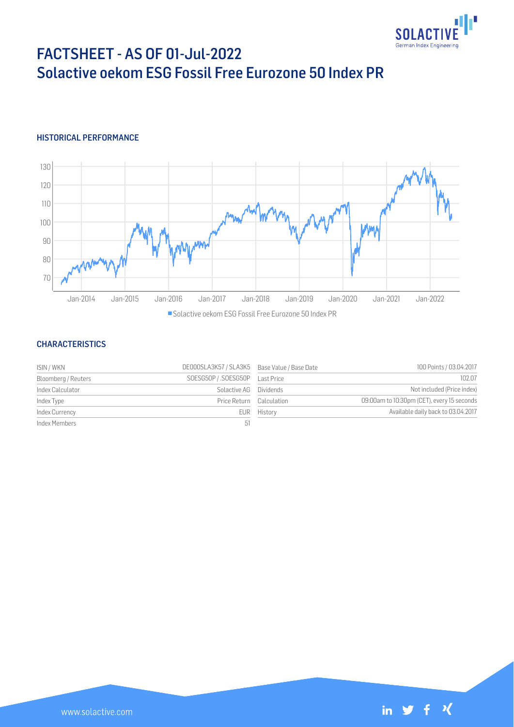# FACTSHEET - AS OF 01-Jul-2022
## Solactive oekom ESG Fossil Free Eurozone 50 Index PR

### HISTORICAL PERFORMANCE

### CHARACTERISTICS

| | | | |
|---|---|---|---|
| ISIN / WKN | DE000SLA3K57 / SLA3K5 | Base Value / Base Date | 100 Points / 03.04.2017 |
| Bloomberg / Reuters | SOESG50P / .SOESG50P | Last Price | 102.07 |
| Index Calculator | Solactive AG | Dividends | Not included (Price index) |
| Index Type | Price Return | Calculation | 09:00am to 10:30pm (CET), every 15 seconds |
| Index Currency | EUR | History | Available daily back to 03.04.2017 |
| Index Members | 51 | | |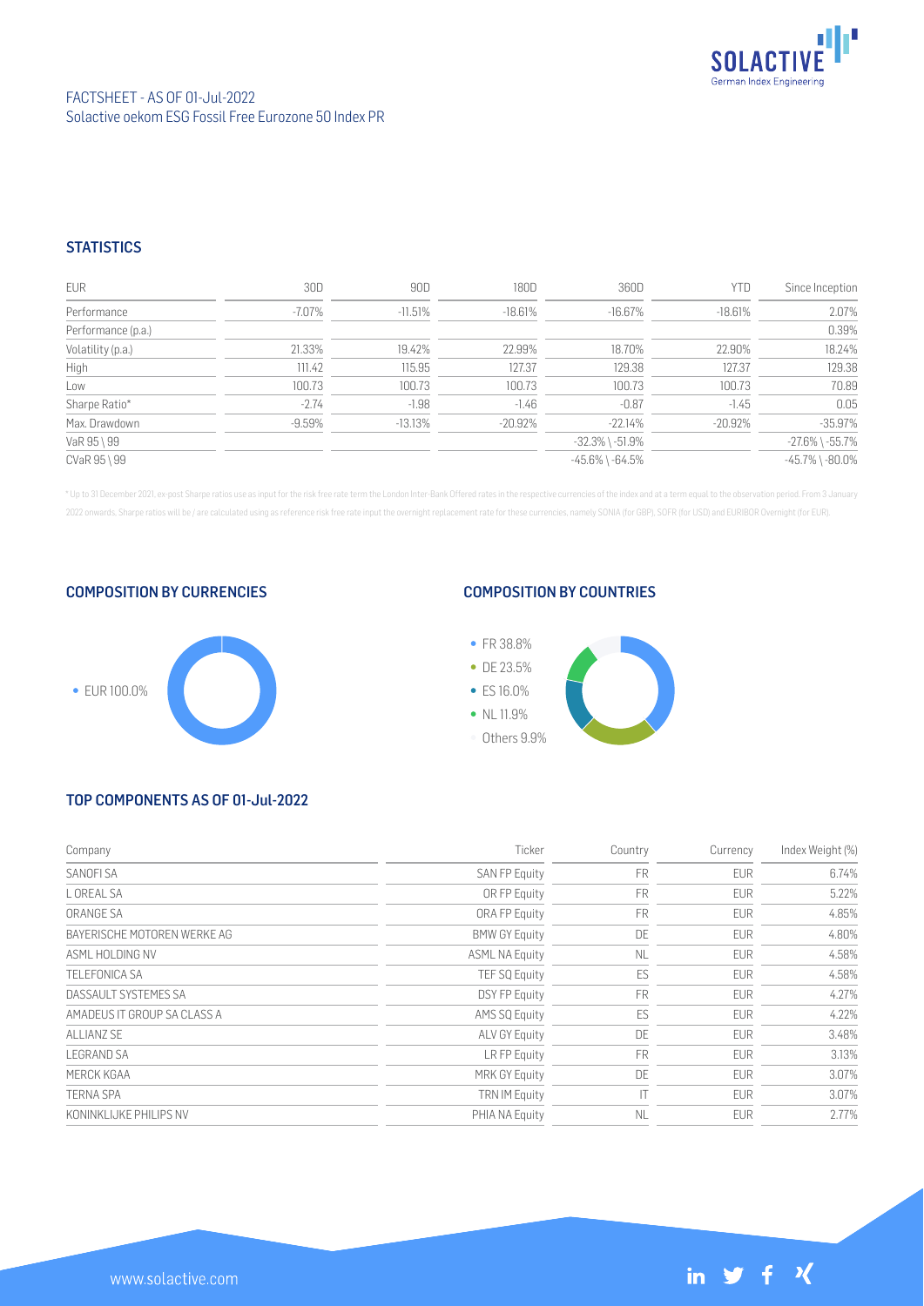FACTSHEET - AS OF 01-Jul-2022
Solactive oekom ESG Fossil Free Eurozone 50 Index PR

## STATISTICS

| EUR | 30D | 90D | 180D | 360D | YTD | Since Inception |
|---|---|---|---|---|---|---|
| Performance | -7.07% | -11.51% | -18.61% | -16.67% | -18.61% | 2.07% |
| Performance (p.a.) | | | | | | 0.39% |
| Volatility (p.a.) | 21.33% | 19.42% | 22.99% | 18.70% | 22.90% | 18.24% |
| High | 111.42 | 115.95 | 127.37 | 129.38 | 127.37 | 129.38 |
| Low | 100.73 | 100.73 | 100.73 | 100.73 | 100.73 | 70.89 |
| Sharpe Ratio* | -2.74 | -1.98 | -1.46 | -0.87 | -1.45 | 0.05 |
| Max. Drawdown | -9.59% | -13.13% | -20.92% | -22.14% | -20.92% | -35.97% |
| VaR 95 \ 99 | | | | -32.3% \ -51.9% | | -27.6% \ -55.7% |
| CVaR 95 \ 99 | | | | -45.6% \ -64.5% | | -45.7% \ -80.0% |

* Up to 31 December 2021, ex-post Sharpe ratios use as input for the risk free rate term the London Inter-Bank Offered rates in the respective currencies of the index and at a term equal to the observation period. From 3 January 2022 onwards, Sharpe ratios will be / are calculated using as reference risk free rate input the overnight replacement rate for these currencies, namely SONIA (for GBP), SOFR (for USD) and EURIBOR Overnight (for EUR).

## COMPOSITION BY CURRENCIES

- EUR 100.0%

## COMPOSITION BY COUNTRIES

- FR 38.8%
- DE 23.5%
- ES 16.0%
- NL 11.9%
- Others 9.9%

## TOP COMPONENTS AS OF 01-Jul-2022

| Company | Ticker | Country | Currency | Index Weight (%) |
|---|---|---|---|---|
| SANOFI SA | SAN FP Equity | FR | EUR | 6.74% |
| L OREAL SA | OR FP Equity | FR | EUR | 5.22% |
| ORANGE SA | ORA FP Equity | FR | EUR | 4.85% |
| BAYERISCHE MOTOREN WERKE AG | BMW GY Equity | DE | EUR | 4.80% |
| ASML HOLDING NV | ASML NA Equity | NL | EUR | 4.58% |
| TELEFONICA SA | TEF SQ Equity | ES | EUR | 4.58% |
| DASSAULT SYSTEMES SA | DSY FP Equity | FR | EUR | 4.27% |
| AMADEUS IT GROUP SA CLASS A | AMS SQ Equity | ES | EUR | 4.22% |
| ALLIANZ SE | ALV GY Equity | DE | EUR | 3.48% |
| LEGRAND SA | LR FP Equity | FR | EUR | 3.13% |
| MERCK KGAA | MRK GY Equity | DE | EUR | 3.07% |
| TERNA SPA | TRN IM Equity | IT | EUR | 3.07% |
| KONINKLIJKE PHILIPS NV | PHIA NA Equity | NL | EUR | 2.77% |

www.solactive.com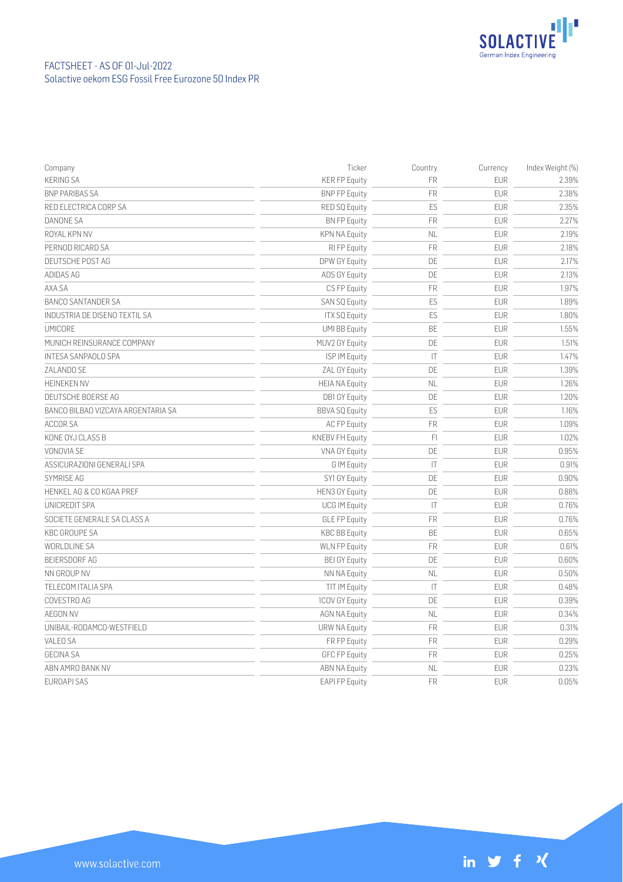FACTSHEET - AS OF 01-Jul-2022
Solactive oekom ESG Fossil Free Eurozone 50 Index PR

| Company | Ticker | Country | Currency | Index Weight (%) |
|---|---|---|---|---|
| KERING SA | KER FP Equity | FR | EUR | 2.39% |
| BNP PARIBAS SA | BNP FP Equity | FR | EUR | 2.38% |
| RED ELECTRICA CORP SA | RED SQ Equity | ES | EUR | 2.35% |
| DANONE SA | BN FP Equity | FR | EUR | 2.27% |
| ROYAL KPN NV | KPN NA Equity | NL | EUR | 2.19% |
| PERNOD RICARD SA | RI FP Equity | FR | EUR | 2.18% |
| DEUTSCHE POST AG | DPW GY Equity | DE | EUR | 2.17% |
| ADIDAS AG | ADS GY Equity | DE | EUR | 2.13% |
| AXA SA | CS FP Equity | FR | EUR | 1.97% |
| BANCO SANTANDER SA | SAN SQ Equity | ES | EUR | 1.89% |
| INDUSTRIA DE DISENO TEXTIL SA | ITX SQ Equity | ES | EUR | 1.80% |
| UMICORE | UMI BB Equity | BE | EUR | 1.55% |
| MUNICH REINSURANCE COMPANY | MUV2 GY Equity | DE | EUR | 1.51% |
| INTESA SANPAOLO SPA | ISP IM Equity | IT | EUR | 1.47% |
| ZALANDO SE | ZAL GY Equity | DE | EUR | 1.39% |
| HEINEKEN NV | HEIA NA Equity | NL | EUR | 1.26% |
| DEUTSCHE BOERSE AG | DB1 GY Equity | DE | EUR | 1.20% |
| BANCO BILBAO VIZCAYA ARGENTARIA SA | BBVA SQ Equity | ES | EUR | 1.16% |
| ACCOR SA | AC FP Equity | FR | EUR | 1.09% |
| KONE OYJ CLASS B | KNEBV FH Equity | FI | EUR | 1.02% |
| VONOVIA SE | VNA GY Equity | DE | EUR | 0.95% |
| ASSICURAZIONI GENERALI SPA | G IM Equity | IT | EUR | 0.91% |
| SYMRISE AG | SY1 GY Equity | DE | EUR | 0.90% |
| HENKEL AG & CO KGAA PREF | HEN3 GY Equity | DE | EUR | 0.88% |
| UNICREDIT SPA | UCG IM Equity | IT | EUR | 0.76% |
| SOCIETE GENERALE SA CLASS A | GLE FP Equity | FR | EUR | 0.76% |
| KBC GROUPE SA | KBC BB Equity | BE | EUR | 0.65% |
| WORLDLINE SA | WLN FP Equity | FR | EUR | 0.61% |
| BEIERSDORF AG | BEI GY Equity | DE | EUR | 0.60% |
| NN GROUP NV | NN NA Equity | NL | EUR | 0.50% |
| TELECOM ITALIA SPA | TIT IM Equity | IT | EUR | 0.48% |
| COVESTRO AG | 1COV GY Equity | DE | EUR | 0.39% |
| AEGON NV | AGN NA Equity | NL | EUR | 0.34% |
| UNIBAIL-RODAMCO-WESTFIELD | URW NA Equity | FR | EUR | 0.31% |
| VALEO SA | FR FP Equity | FR | EUR | 0.29% |
| GECINA SA | GFC FP Equity | FR | EUR | 0.25% |
| ABN AMRO BANK NV | ABN NA Equity | NL | EUR | 0.23% |
| EUROAPI SAS | EAPI FP Equity | FR | EUR | 0.05% |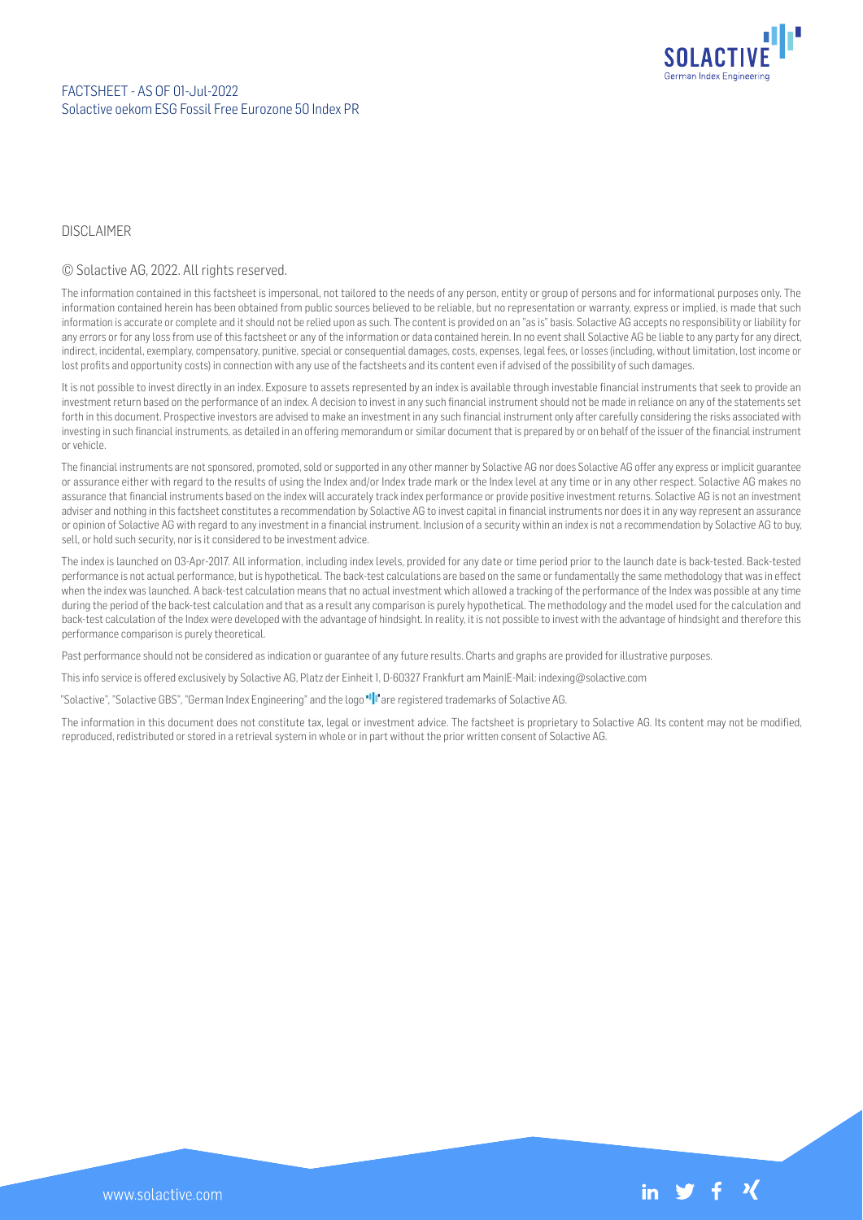## DISCLAIMER

© Solactive AG, 2022. All rights reserved.

The information contained in this factsheet is impersonal, not tailored to the needs of any person, entity or group of persons and for informational purposes only. The information contained herein has been obtained from public sources believed to be reliable, but no representation or warranty, express or implied, is made that such information is accurate or complete and it should not be relied upon as such. The content is provided on an "as is" basis. Solactive AG accepts no responsibility or liability for any errors or for any loss from use of this factsheet or any of the information or data contained herein. In no event shall Solactive AG be liable to any party for any direct, indirect, incidental, exemplary, compensatory, punitive, special or consequential damages, costs, expenses, legal fees, or losses (including, without limitation, lost income or lost profits and opportunity costs) in connection with any use of the factsheets and its content even if advised of the possibility of such damages.

It is not possible to invest directly in an index. Exposure to assets represented by an index is available through investable financial instruments that seek to provide an investment return based on the performance of an index. A decision to invest in any such financial instrument should not be made in reliance on any of the statements set forth in this document. Prospective investors are advised to make an investment in any such financial instrument only after carefully considering the risks associated with investing in such financial instruments, as detailed in an offering memorandum or similar document that is prepared by or on behalf of the issuer of the financial instrument or vehicle.

The financial instruments are not sponsored, promoted, sold or supported in any other manner by Solactive AG nor does Solactive AG offer any express or implicit guarantee or assurance either with regard to the results of using the Index and/or Index trade mark or the Index level at any time or in any other respect. Solactive AG makes no assurance that financial instruments based on the index will accurately track index performance or provide positive investment returns. Solactive AG is not an investment adviser and nothing in this factsheet constitutes a recommendation by Solactive AG to invest capital in financial instruments nor does it in any way represent an assurance or opinion of Solactive AG with regard to any investment in a financial instrument. Inclusion of a security within an index is not a recommendation by Solactive AG to buy, sell, or hold such security, nor is it considered to be investment advice.

The index is launched on 03-Apr-2017. All information, including index levels, provided for any date or time period prior to the launch date is back-tested. Back-tested performance is not actual performance, but is hypothetical. The back-test calculations are based on the same or fundamentally the same methodology that was in effect when the index was launched. A back-test calculation means that no actual investment which allowed a tracking of the performance of the Index was possible at any time during the period of the back-test calculation and that as a result any comparison is purely hypothetical. The methodology and the model used for the calculation and back-test calculation of the Index were developed with the advantage of hindsight. In reality, it is not possible to invest with the advantage of hindsight and therefore this performance comparison is purely theoretical.

Past performance should not be considered as indication or guarantee of any future results. Charts and graphs are provided for illustrative purposes.

This info service is offered exclusively by Solactive AG, Platz der Einheit 1, D-60327 Frankfurt am Main|E-Mail: indexing@solactive.com

"Solactive", "Solactive GBS", "German Index Engineering" and the logo are registered trademarks of Solactive AG.

The information in this document does not constitute tax, legal or investment advice. The factsheet is proprietary to Solactive AG. Its content may not be modified, reproduced, redistributed or stored in a retrieval system in whole or in part without the prior written consent of Solactive AG.